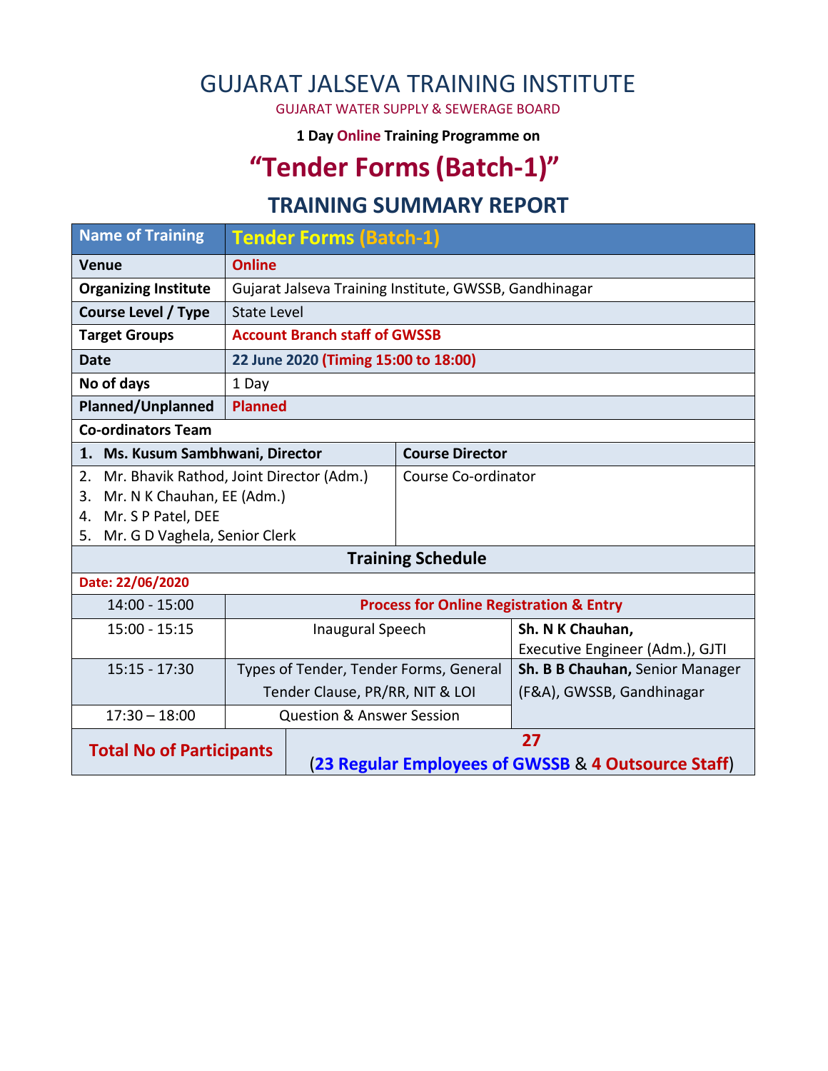# GUJARAT JALSEVA TRAINING INSTITUTE

GUJARAT WATER SUPPLY & SEWERAGE BOARD

**1 Day Online Training Programme on**

# "Tender Forms (Batch-1)"

## TRAINING SUMMARY REPORT

| Name of Training | Tender Forms (Batch-1) |
|---|---|
| Venue | Online |
| Organizing Institute | Gujarat Jalseva Training Institute, GWSSB, Gandhinagar |
| Course Level / Type | State Level |
| Target Groups | Account Branch staff of GWSSB |
| Date | 22 June 2020 (Timing 15:00 to 18:00) |
| No of days | 1 Day |
| Planned/Unplanned | Planned |

**Co-ordinators Team**

| Name | Role |
|---|---|
| 1. Ms. Kusum Sambhwani, Director | Course Director |
| 2. Mr. Bhavik Rathod, Joint Director (Adm.)<br>3. Mr. N K Chauhan, EE (Adm.)<br>4. Mr. S P Patel, DEE<br>5. Mr. G D Vaghela, Senior Clerk | Course Co-ordinator |

**Training Schedule**

**Date: 22/06/2020**

| Time | Topic | Speaker |
|---|---|---|
| 14:00 - 15:00 | Process for Online Registration & Entry | |
| 15:00 - 15:15 | Inaugural Speech | **Sh. N K Chauhan,** Executive Engineer (Adm.), GJTI |
| 15:15 - 17:30 | Types of Tender, Tender Forms, General Tender Clause, PR/RR, NIT & LOI | **Sh. B B Chauhan,** Senior Manager (F&A), GWSSB, Gandhinagar |
| 17:30 – 18:00 | Question & Answer Session | |

| Total No of Participants | 27 (23 Regular Employees of GWSSB & 4 Outsource Staff) |
|---|---|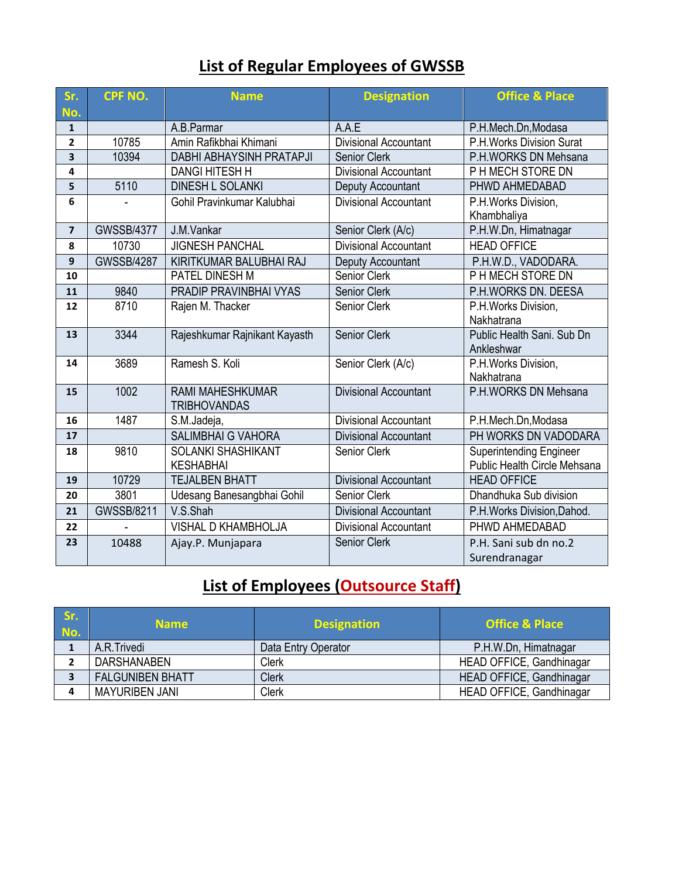# List of Regular Employees of GWSSB

| Sr. No. | CPF NO. | Name | Designation | Office & Place |
|---|---|---|---|---|
| 1 | | A.B.Parmar | A.A.E | P.H.Mech.Dn,Modasa |
| 2 | 10785 | Amin Rafikbhai Khimani | Divisional Accountant | P.H.Works Division Surat |
| 3 | 10394 | DABHI ABHAYSINH PRATAPJI | Senior Clerk | P.H.WORKS DN Mehsana |
| 4 | | DANGI HITESH H | Divisional Accountant | P H MECH STORE DN |
| 5 | 5110 | DINESH L SOLANKI | Deputy Accountant | PHWD AHMEDABAD |
| 6 | - | Gohil Pravinkumar Kalubhai | Divisional Accountant | P.H.Works Division, Khambhaliya |
| 7 | GWSSB/4377 | J.M.Vankar | Senior Clerk (A/c) | P.H.W.Dn, Himatnagar |
| 8 | 10730 | JIGNESH PANCHAL | Divisional Accountant | HEAD OFFICE |
| 9 | GWSSB/4287 | KIRITKUMAR BALUBHAI RAJ | Deputy Accountant | P.H.W.D., VADODARA. |
| 10 | | PATEL DINESH M | Senior Clerk | P H MECH STORE DN |
| 11 | 9840 | PRADIP PRAVINBHAI VYAS | Senior Clerk | P.H.WORKS DN. DEESA |
| 12 | 8710 | Rajen M. Thacker | Senior Clerk | P.H.Works Division, Nakhatrana |
| 13 | 3344 | Rajeshkumar Rajnikant Kayasth | Senior Clerk | Public Health Sani. Sub Dn Ankleshwar |
| 14 | 3689 | Ramesh S. Koli | Senior Clerk (A/c) | P.H.Works Division, Nakhatrana |
| 15 | 1002 | RAMI MAHESHKUMAR TRIBHOVANDAS | Divisional Accountant | P.H.WORKS DN Mehsana |
| 16 | 1487 | S.M.Jadeja, | Divisional Accountant | P.H.Mech.Dn,Modasa |
| 17 | | SALIMBHAI G VAHORA | Divisional Accountant | PH WORKS DN VADODARA |
| 18 | 9810 | SOLANKI SHASHIKANT KESHABHAI | Senior Clerk | Superintending Engineer Public Health Circle Mehsana |
| 19 | 10729 | TEJALBEN BHATT | Divisional Accountant | HEAD OFFICE |
| 20 | 3801 | Udesang Banesangbhai Gohil | Senior Clerk | Dhandhuka Sub division |
| 21 | GWSSB/8211 | V.S.Shah | Divisional Accountant | P.H.Works Division,Dahod. |
| 22 | - | VISHAL D KHAMBHOLJA | Divisional Accountant | PHWD AHMEDABAD |
| 23 | 10488 | Ajay.P. Munjapara | Senior Clerk | P.H. Sani sub dn no.2 Surendranagar |

# List of Employees (Outsource Staff)

| Sr. No. | Name | Designation | Office & Place |
|---|---|---|---|
| 1 | A.R.Trivedi | Data Entry Operator | P.H.W.Dn, Himatnagar |
| 2 | DARSHANABEN | Clerk | HEAD OFFICE, Gandhinagar |
| 3 | FALGUNIBEN BHATT | Clerk | HEAD OFFICE, Gandhinagar |
| 4 | MAYURIBEN JANI | Clerk | HEAD OFFICE, Gandhinagar |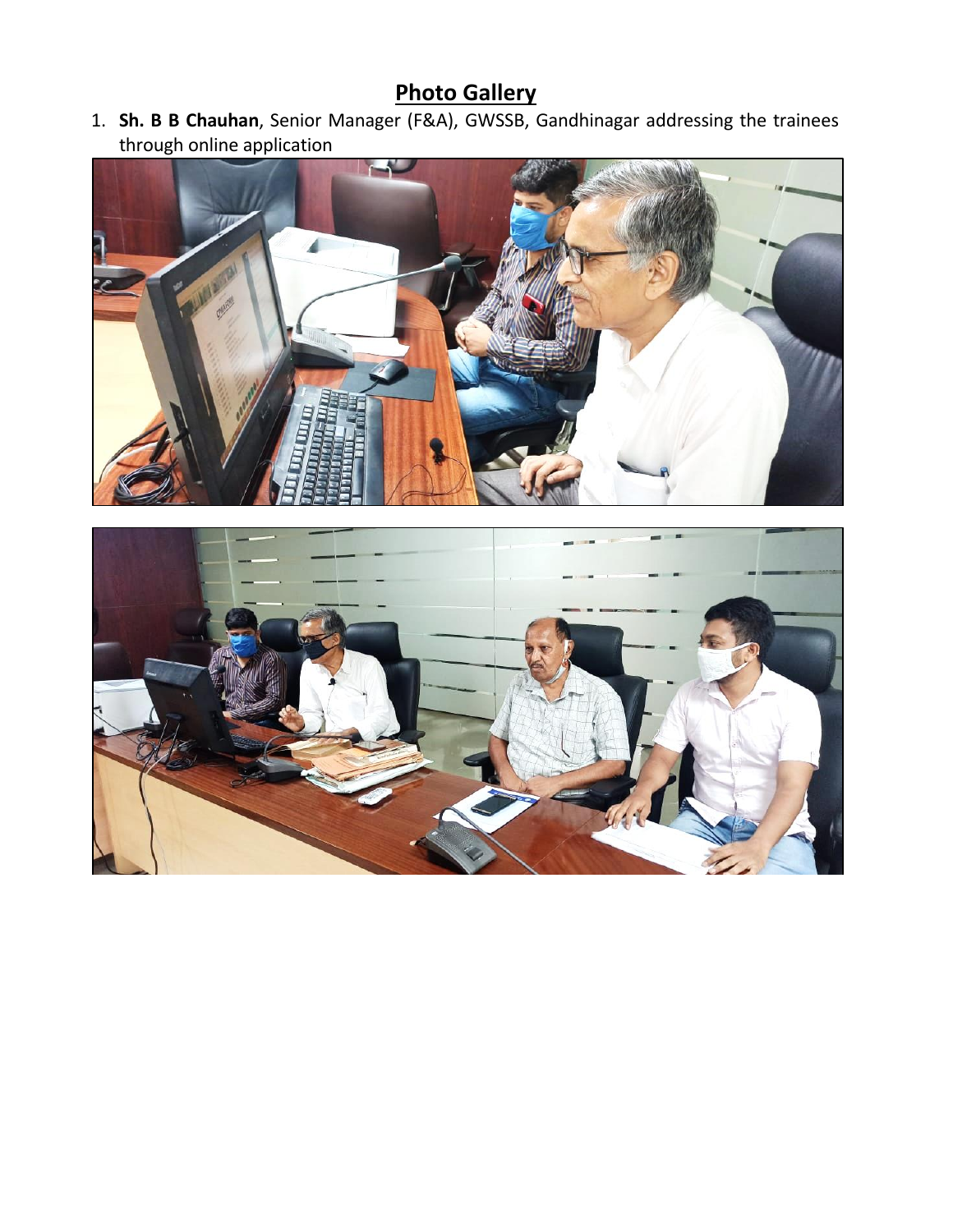## Photo Gallery

1. **Sh. B B Chauhan**, Senior Manager (F&A), GWSSB, Gandhinagar addressing the trainees through online application